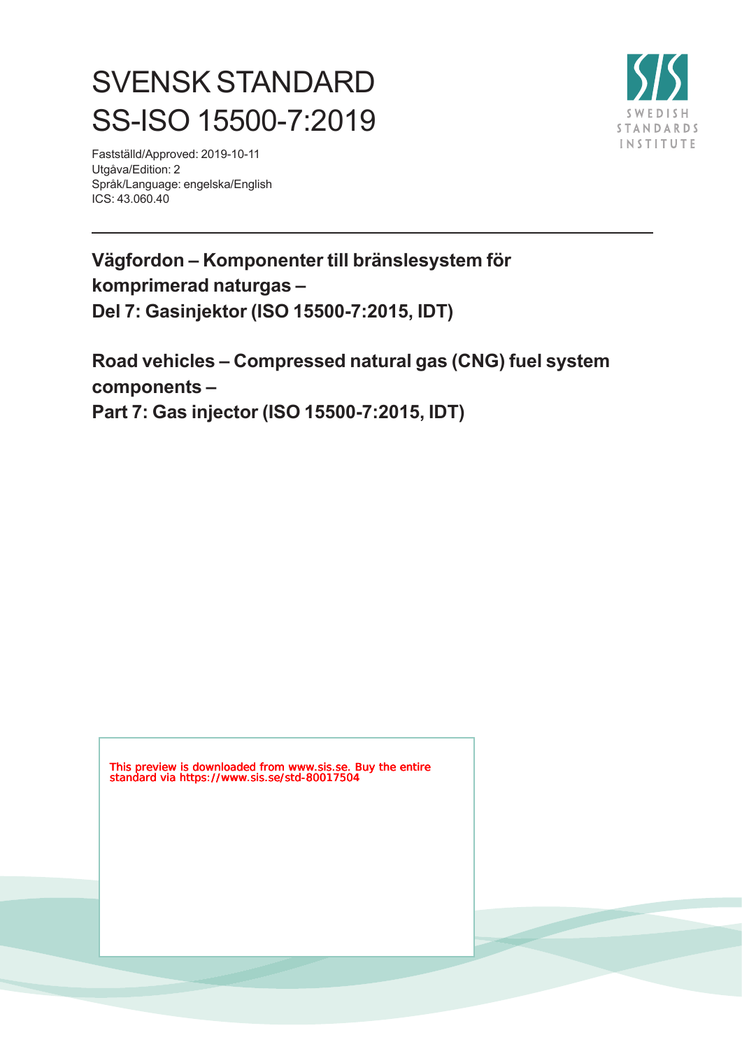# SVENSK STANDARD
# SS-ISO 15500-7:2019

Fastställd/Approved: 2019-10-11
Utgåva/Edition: 2
Språk/Language: engelska/English
ICS: 43.060.40

SWEDISH STANDARDS INSTITUTE

---

**Vägfordon – Komponenter till bränslesystem för komprimerad naturgas –
Del 7: Gasinjektor (ISO 15500-7:2015, IDT)**

**Road vehicles – Compressed natural gas (CNG) fuel system components –
Part 7: Gas injector (ISO 15500-7:2015, IDT)**

This preview is downloaded from www.sis.se. Buy the entire standard via https://www.sis.se/std-80017504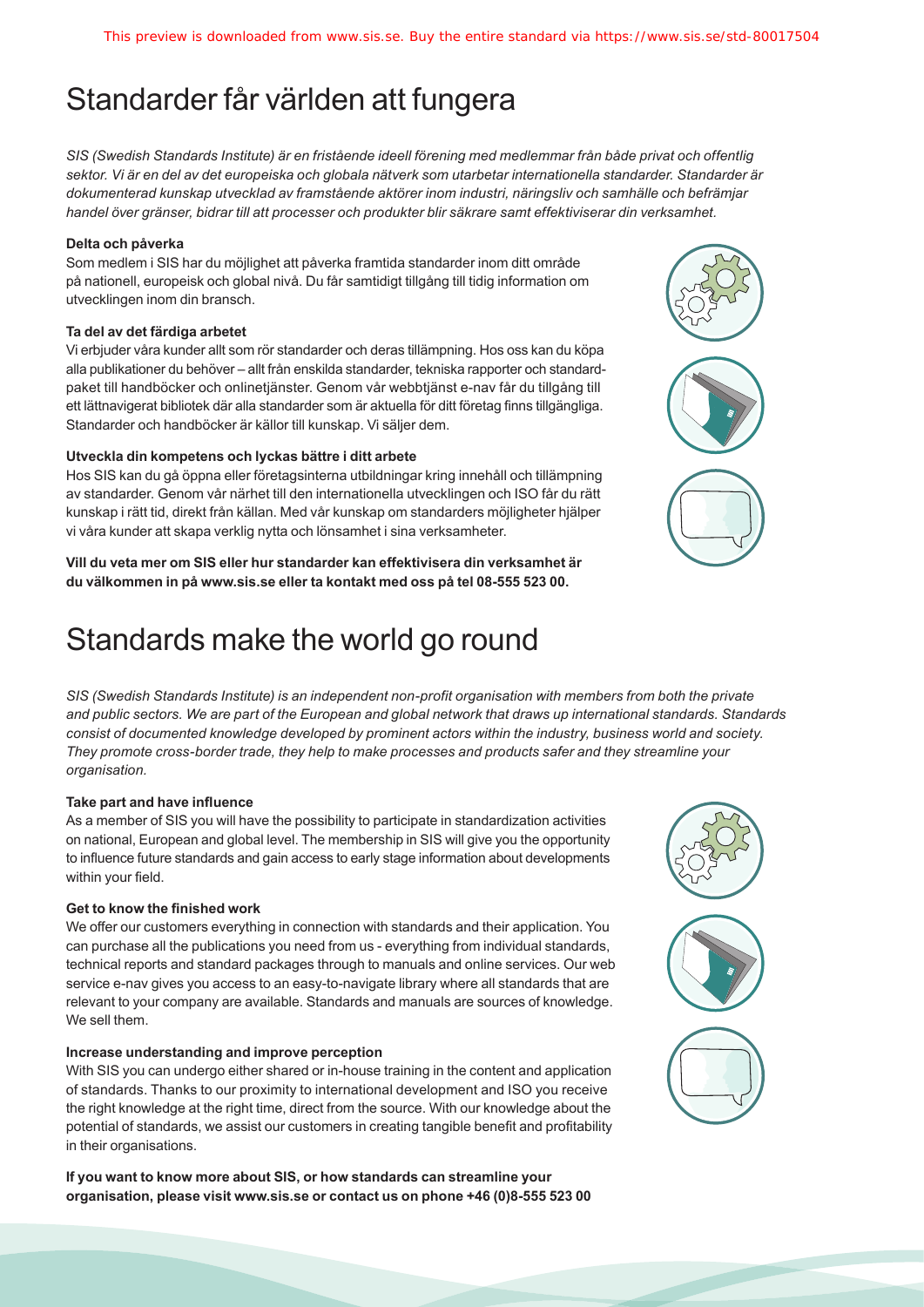# Standarder får världen att fungera

*SIS (Swedish Standards Institute) är en fristående ideell förening med medlemmar från både privat och offentlig sektor. Vi är en del av det europeiska och globala nätverk som utarbetar internationella standarder. Standarder är dokumenterad kunskap utvecklad av framstående aktörer inom industri, näringsliv och samhälle och befrämjar handel över gränser, bidrar till att processer och produkter blir säkrare samt effektiviserar din verksamhet.*

**Delta och påverka**

Som medlem i SIS har du möjlighet att påverka framtida standarder inom ditt område på nationell, europeisk och global nivå. Du får samtidigt tillgång till tidig information om utvecklingen inom din bransch.

**Ta del av det färdiga arbetet**

Vi erbjuder våra kunder allt som rör standarder och deras tillämpning. Hos oss kan du köpa alla publikationer du behöver – allt från enskilda standarder, tekniska rapporter och standardpaket till handböcker och onlinetjänster. Genom vår webbtjänst e-nav får du tillgång till ett lättnavigerat bibliotek där alla standarder som är aktuella för ditt företag finns tillgängliga. Standarder och handböcker är källor till kunskap. Vi säljer dem.

**Utveckla din kompetens och lyckas bättre i ditt arbete**

Hos SIS kan du gå öppna eller företagsinterna utbildningar kring innehåll och tillämpning av standarder. Genom vår närhet till den internationella utvecklingen och ISO får du rätt kunskap i rätt tid, direkt från källan. Med vår kunskap om standarders möjligheter hjälper vi våra kunder att skapa verklig nytta och lönsamhet i sina verksamheter.

**Vill du veta mer om SIS eller hur standarder kan effektivisera din verksamhet är du välkommen in på www.sis.se eller ta kontakt med oss på tel 08-555 523 00.**

# Standards make the world go round

*SIS (Swedish Standards Institute) is an independent non-profit organisation with members from both the private and public sectors. We are part of the European and global network that draws up international standards. Standards consist of documented knowledge developed by prominent actors within the industry, business world and society. They promote cross-border trade, they help to make processes and products safer and they streamline your organisation.*

**Take part and have influence**

As a member of SIS you will have the possibility to participate in standardization activities on national, European and global level. The membership in SIS will give you the opportunity to influence future standards and gain access to early stage information about developments within your field.

**Get to know the finished work**

We offer our customers everything in connection with standards and their application. You can purchase all the publications you need from us - everything from individual standards, technical reports and standard packages through to manuals and online services. Our web service e-nav gives you access to an easy-to-navigate library where all standards that are relevant to your company are available. Standards and manuals are sources of knowledge. We sell them.

**Increase understanding and improve perception**

With SIS you can undergo either shared or in-house training in the content and application of standards. Thanks to our proximity to international development and ISO you receive the right knowledge at the right time, direct from the source. With our knowledge about the potential of standards, we assist our customers in creating tangible benefit and profitability in their organisations.

**If you want to know more about SIS, or how standards can streamline your organisation, please visit www.sis.se or contact us on phone +46 (0)8-555 523 00**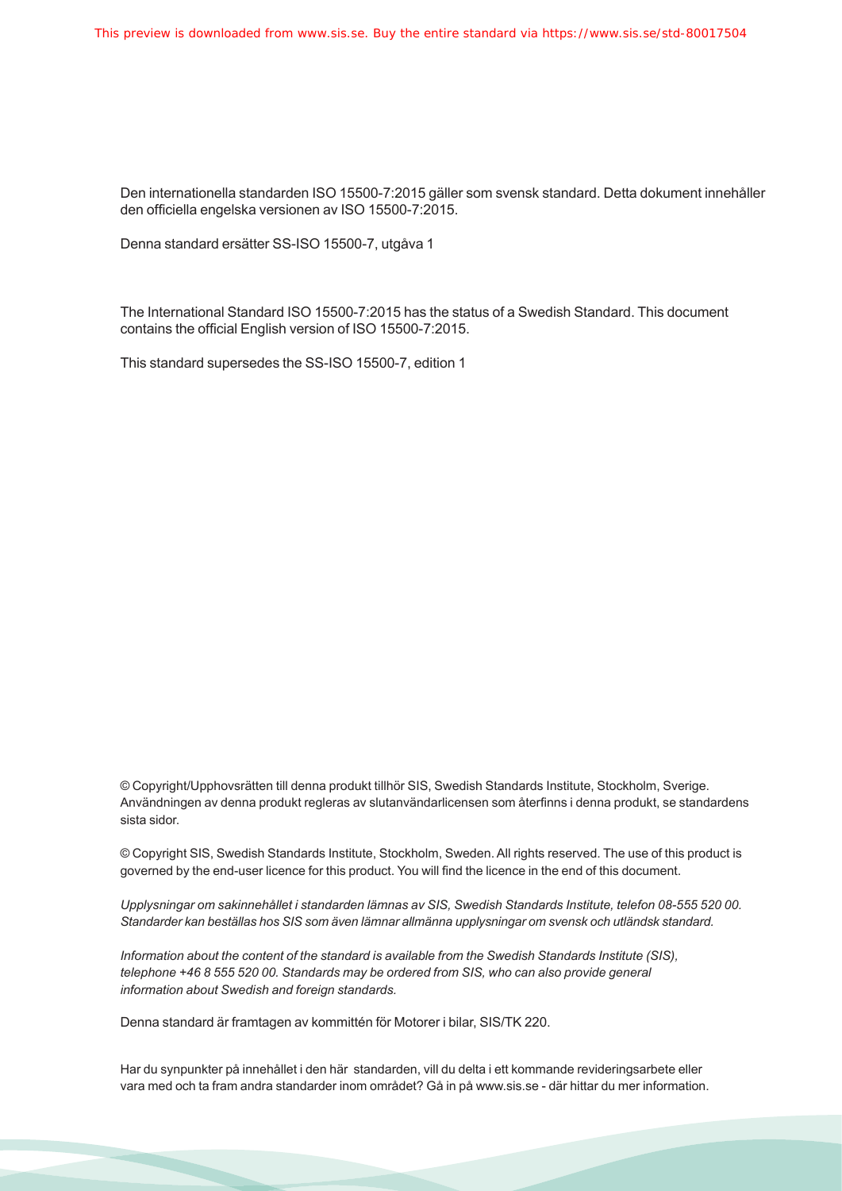Den internationella standarden ISO 15500-7:2015 gäller som svensk standard. Detta dokument innehåller den officiella engelska versionen av ISO 15500-7:2015.

Denna standard ersätter SS-ISO 15500-7, utgåva 1

The International Standard ISO 15500-7:2015 has the status of a Swedish Standard. This document contains the official English version of ISO 15500-7:2015.

This standard supersedes the SS-ISO 15500-7, edition 1

© Copyright/Upphovsrätten till denna produkt tillhör SIS, Swedish Standards Institute, Stockholm, Sverige. Användningen av denna produkt regleras av slutanvändarlicensen som återfinns i denna produkt, se standardens sista sidor.

© Copyright SIS, Swedish Standards Institute, Stockholm, Sweden. All rights reserved. The use of this product is governed by the end-user licence for this product. You will find the licence in the end of this document.

*Upplysningar om sakinnehållet i standarden lämnas av SIS, Swedish Standards Institute, telefon 08-555 520 00. Standarder kan beställas hos SIS som även lämnar allmänna upplysningar om svensk och utländsk standard.*

*Information about the content of the standard is available from the Swedish Standards Institute (SIS), telephone +46 8 555 520 00. Standards may be ordered from SIS, who can also provide general information about Swedish and foreign standards.*

Denna standard är framtagen av kommittén för Motorer i bilar, SIS/TK 220.

Har du synpunkter på innehållet i den här standarden, vill du delta i ett kommande revideringsarbete eller vara med och ta fram andra standarder inom området? Gå in på www.sis.se - där hittar du mer information.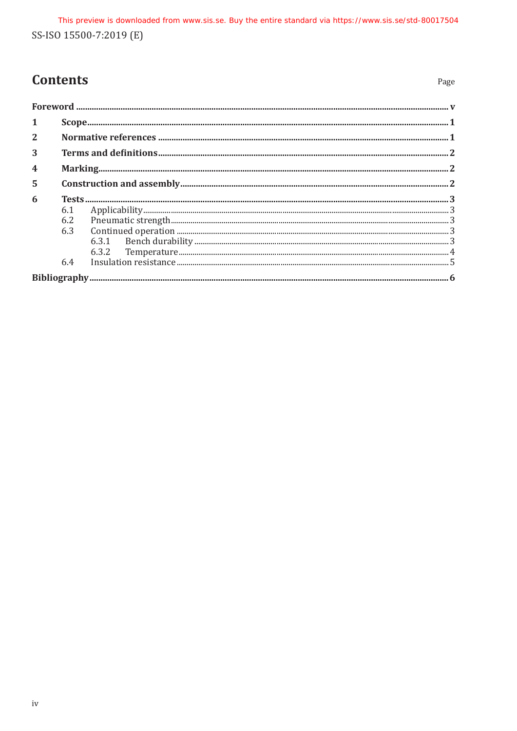# Contents

Page

**Foreword** ... v

**1 Scope** ... 1

**2 Normative references** ... 1

**3 Terms and definitions** ... 2

**4 Marking** ... 2

**5 Construction and assembly** ... 2

**6 Tests** ... 3

- 6.1 Applicability ... 3
- 6.2 Pneumatic strength ... 3
- 6.3 Continued operation ... 3
  - 6.3.1 Bench durability ... 3
  - 6.3.2 Temperature ... 4
- 6.4 Insulation resistance ... 5

**Bibliography** ... 6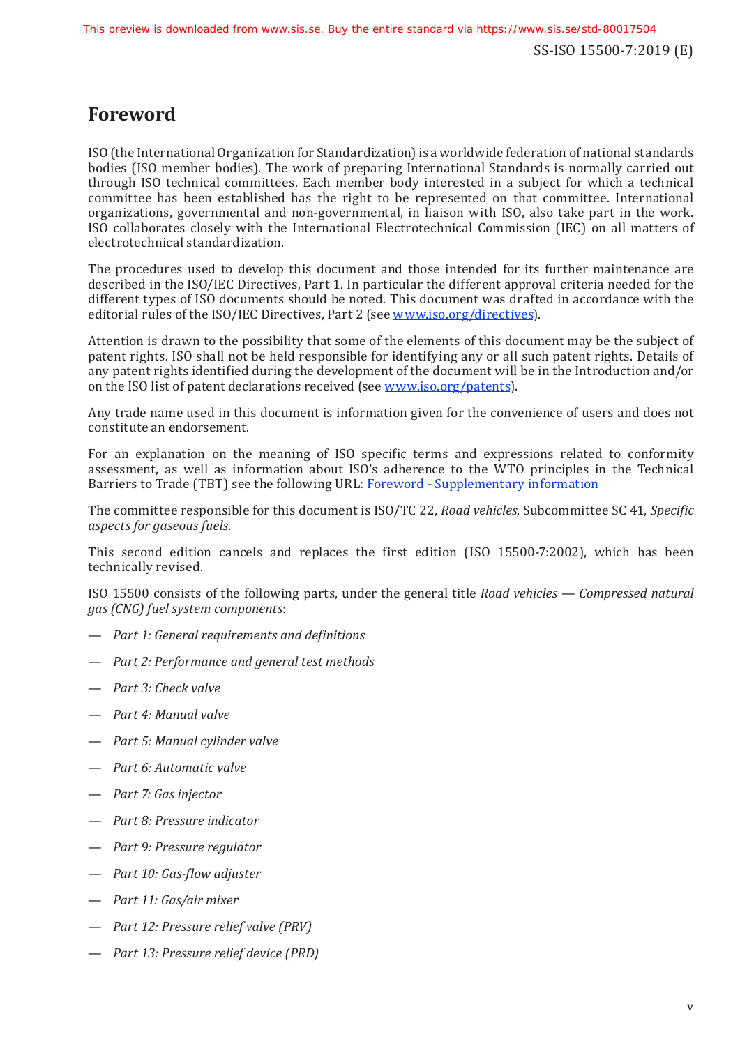# Foreword

ISO (the International Organization for Standardization) is a worldwide federation of national standards bodies (ISO member bodies). The work of preparing International Standards is normally carried out through ISO technical committees. Each member body interested in a subject for which a technical committee has been established has the right to be represented on that committee. International organizations, governmental and non-governmental, in liaison with ISO, also take part in the work. ISO collaborates closely with the International Electrotechnical Commission (IEC) on all matters of electrotechnical standardization.

The procedures used to develop this document and those intended for its further maintenance are described in the ISO/IEC Directives, Part 1. In particular the different approval criteria needed for the different types of ISO documents should be noted. This document was drafted in accordance with the editorial rules of the ISO/IEC Directives, Part 2 (see www.iso.org/directives).

Attention is drawn to the possibility that some of the elements of this document may be the subject of patent rights. ISO shall not be held responsible for identifying any or all such patent rights. Details of any patent rights identified during the development of the document will be in the Introduction and/or on the ISO list of patent declarations received (see www.iso.org/patents).

Any trade name used in this document is information given for the convenience of users and does not constitute an endorsement.

For an explanation on the meaning of ISO specific terms and expressions related to conformity assessment, as well as information about ISO's adherence to the WTO principles in the Technical Barriers to Trade (TBT) see the following URL: Foreword - Supplementary information

The committee responsible for this document is ISO/TC 22, *Road vehicles*, Subcommittee SC 41, *Specific aspects for gaseous fuels*.

This second edition cancels and replaces the first edition (ISO 15500-7:2002), which has been technically revised.

ISO 15500 consists of the following parts, under the general title *Road vehicles — Compressed natural gas (CNG) fuel system components*:

- *Part 1: General requirements and definitions*
- *Part 2: Performance and general test methods*
- *Part 3: Check valve*
- *Part 4: Manual valve*
- *Part 5: Manual cylinder valve*
- *Part 6: Automatic valve*
- *Part 7: Gas injector*
- *Part 8: Pressure indicator*
- *Part 9: Pressure regulator*
- *Part 10: Gas-flow adjuster*
- *Part 11: Gas/air mixer*
- *Part 12: Pressure relief valve (PRV)*
- *Part 13: Pressure relief device (PRD)*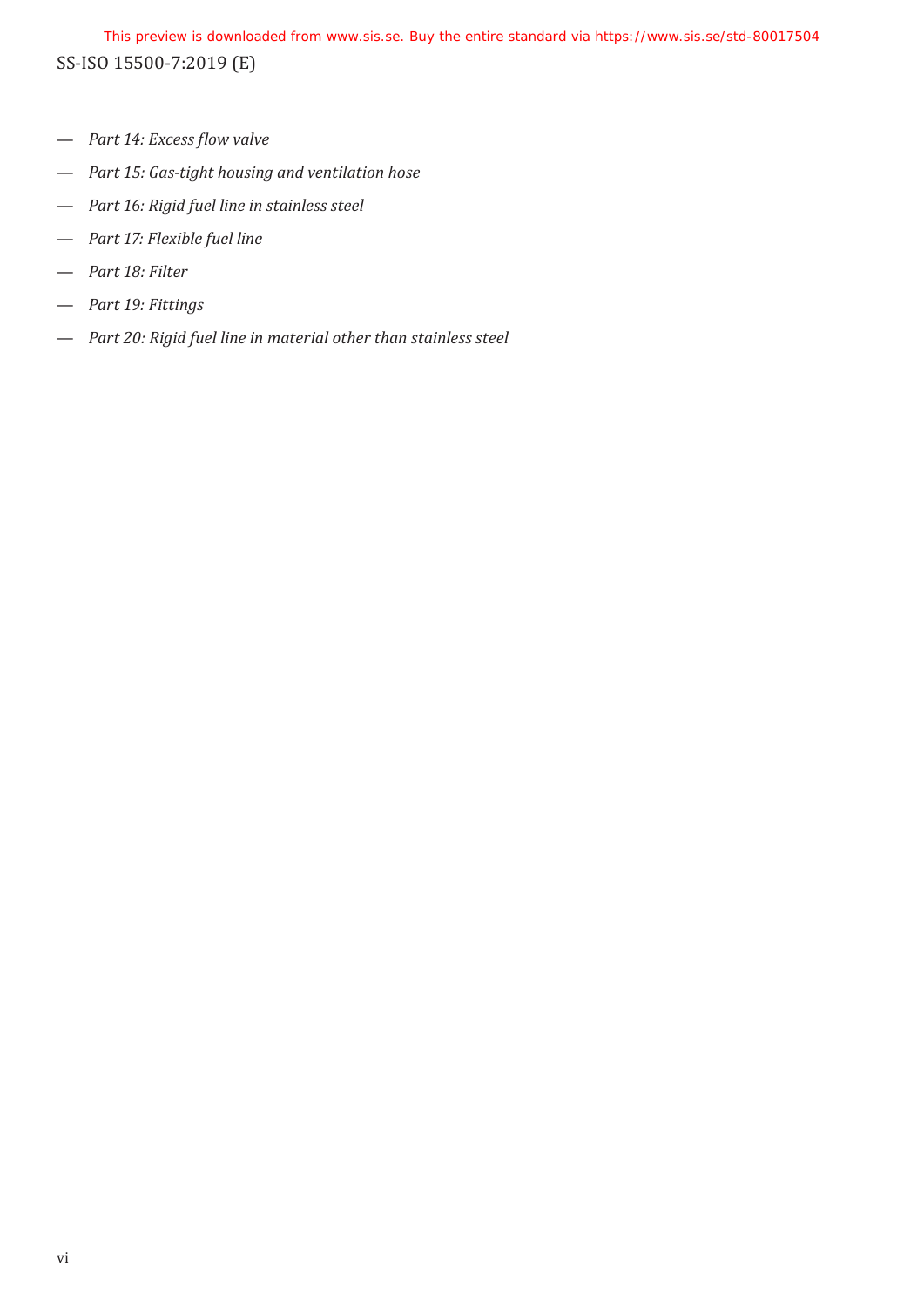- *Part 14: Excess flow valve*
- *Part 15: Gas-tight housing and ventilation hose*
- *Part 16: Rigid fuel line in stainless steel*
- *Part 17: Flexible fuel line*
- *Part 18: Filter*
- *Part 19: Fittings*
- *Part 20: Rigid fuel line in material other than stainless steel*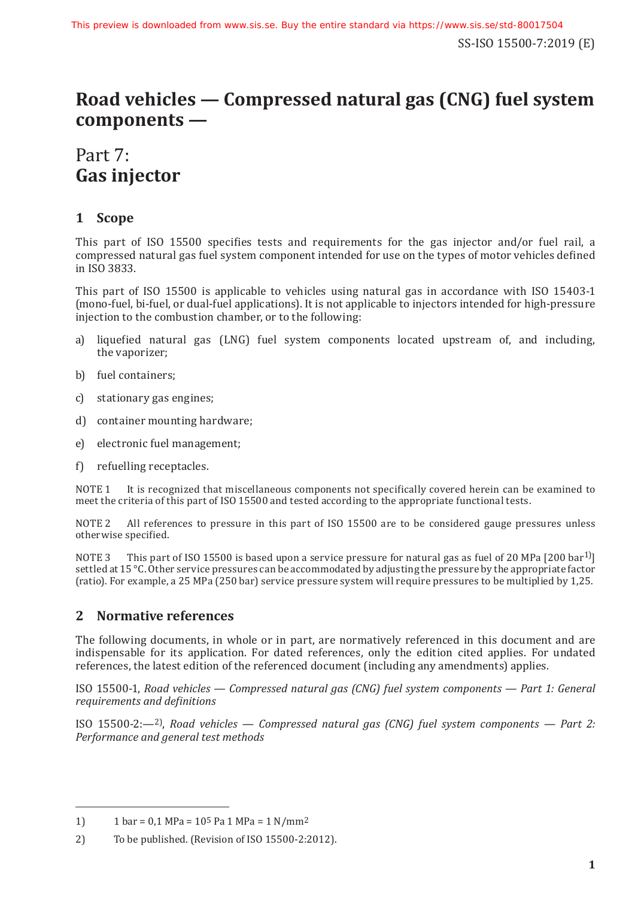# Road vehicles — Compressed natural gas (CNG) fuel system components —

# Part 7: Gas injector

## 1 Scope

This part of ISO 15500 specifies tests and requirements for the gas injector and/or fuel rail, a compressed natural gas fuel system component intended for use on the types of motor vehicles defined in ISO 3833.

This part of ISO 15500 is applicable to vehicles using natural gas in accordance with ISO 15403-1 (mono-fuel, bi-fuel, or dual-fuel applications). It is not applicable to injectors intended for high-pressure injection to the combustion chamber, or to the following:

a) liquefied natural gas (LNG) fuel system components located upstream of, and including, the vaporizer;

b) fuel containers;

c) stationary gas engines;

d) container mounting hardware;

e) electronic fuel management;

f) refuelling receptacles.

NOTE 1 It is recognized that miscellaneous components not specifically covered herein can be examined to meet the criteria of this part of ISO 15500 and tested according to the appropriate functional tests.

NOTE 2 All references to pressure in this part of ISO 15500 are to be considered gauge pressures unless otherwise specified.

NOTE 3 This part of ISO 15500 is based upon a service pressure for natural gas as fuel of 20 MPa [200 bar[1]] settled at 15 °C. Other service pressures can be accommodated by adjusting the pressure by the appropriate factor (ratio). For example, a 25 MPa (250 bar) service pressure system will require pressures to be multiplied by 1,25.

## 2 Normative references

The following documents, in whole or in part, are normatively referenced in this document and are indispensable for its application. For dated references, only the edition cited applies. For undated references, the latest edition of the referenced document (including any amendments) applies.

ISO 15500-1, *Road vehicles — Compressed natural gas (CNG) fuel system components — Part 1: General requirements and definitions*

ISO 15500-2:—[2], *Road vehicles — Compressed natural gas (CNG) fuel system components — Part 2: Performance and general test methods*

---

1) 1 bar = 0,1 MPa = $10^5$ Pa 1 MPa = 1 N/mm$^2$

2) To be published. (Revision of ISO 15500-2:2012).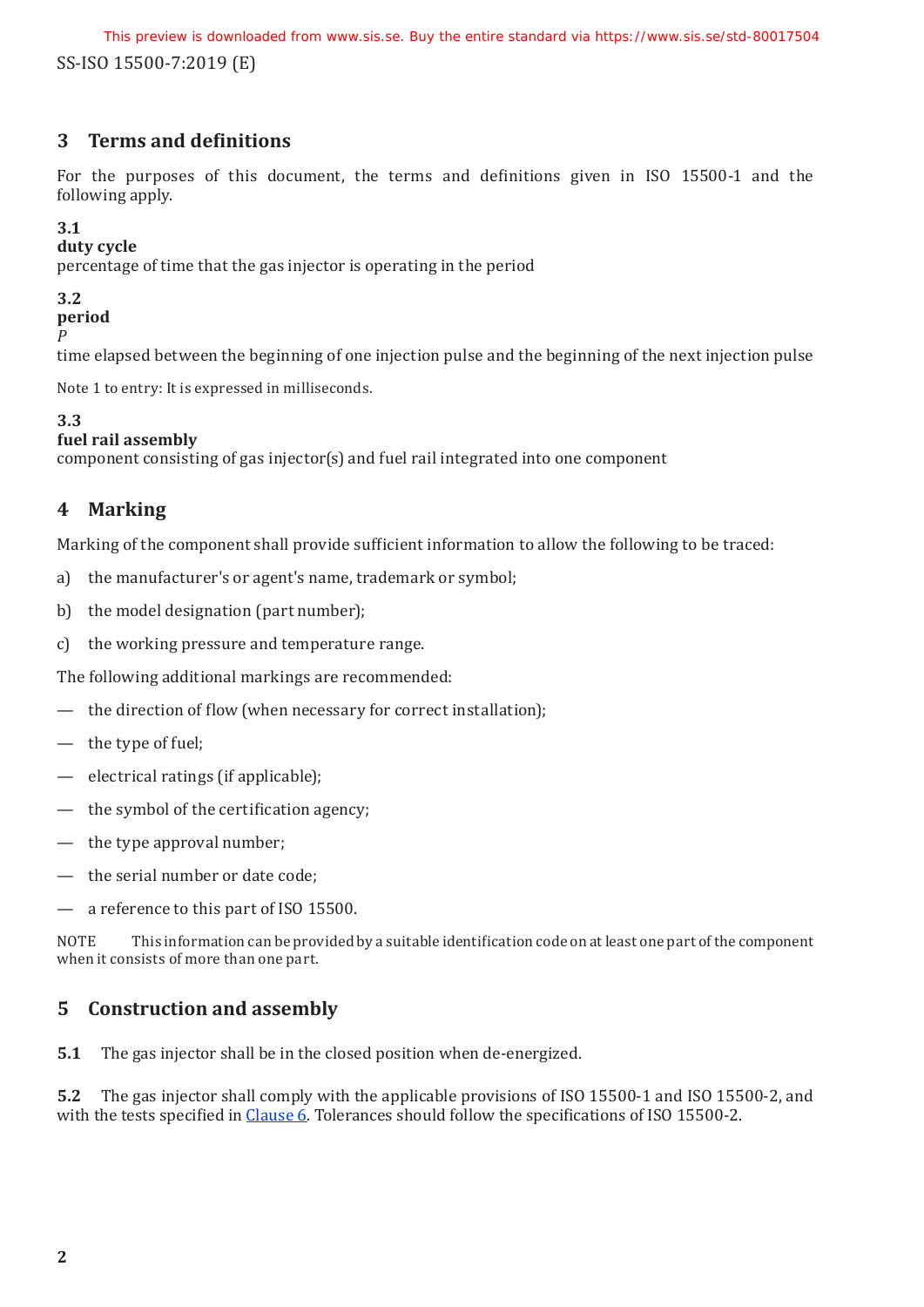## 3 Terms and definitions

For the purposes of this document, the terms and definitions given in ISO 15500-1 and the following apply.

**3.1**
**duty cycle**
percentage of time that the gas injector is operating in the period

**3.2**
**period**
*P*
time elapsed between the beginning of one injection pulse and the beginning of the next injection pulse

Note 1 to entry: It is expressed in milliseconds.

**3.3**
**fuel rail assembly**
component consisting of gas injector(s) and fuel rail integrated into one component

## 4 Marking

Marking of the component shall provide sufficient information to allow the following to be traced:

a) the manufacturer's or agent's name, trademark or symbol;

b) the model designation (part number);

c) the working pressure and temperature range.

The following additional markings are recommended:

— the direction of flow (when necessary for correct installation);

— the type of fuel;

— electrical ratings (if applicable);

— the symbol of the certification agency;

— the type approval number;

— the serial number or date code;

— a reference to this part of ISO 15500.

NOTE This information can be provided by a suitable identification code on at least one part of the component when it consists of more than one part.

## 5 Construction and assembly

**5.1** The gas injector shall be in the closed position when de-energized.

**5.2** The gas injector shall comply with the applicable provisions of ISO 15500-1 and ISO 15500-2, and with the tests specified in Clause 6. Tolerances should follow the specifications of ISO 15500-2.